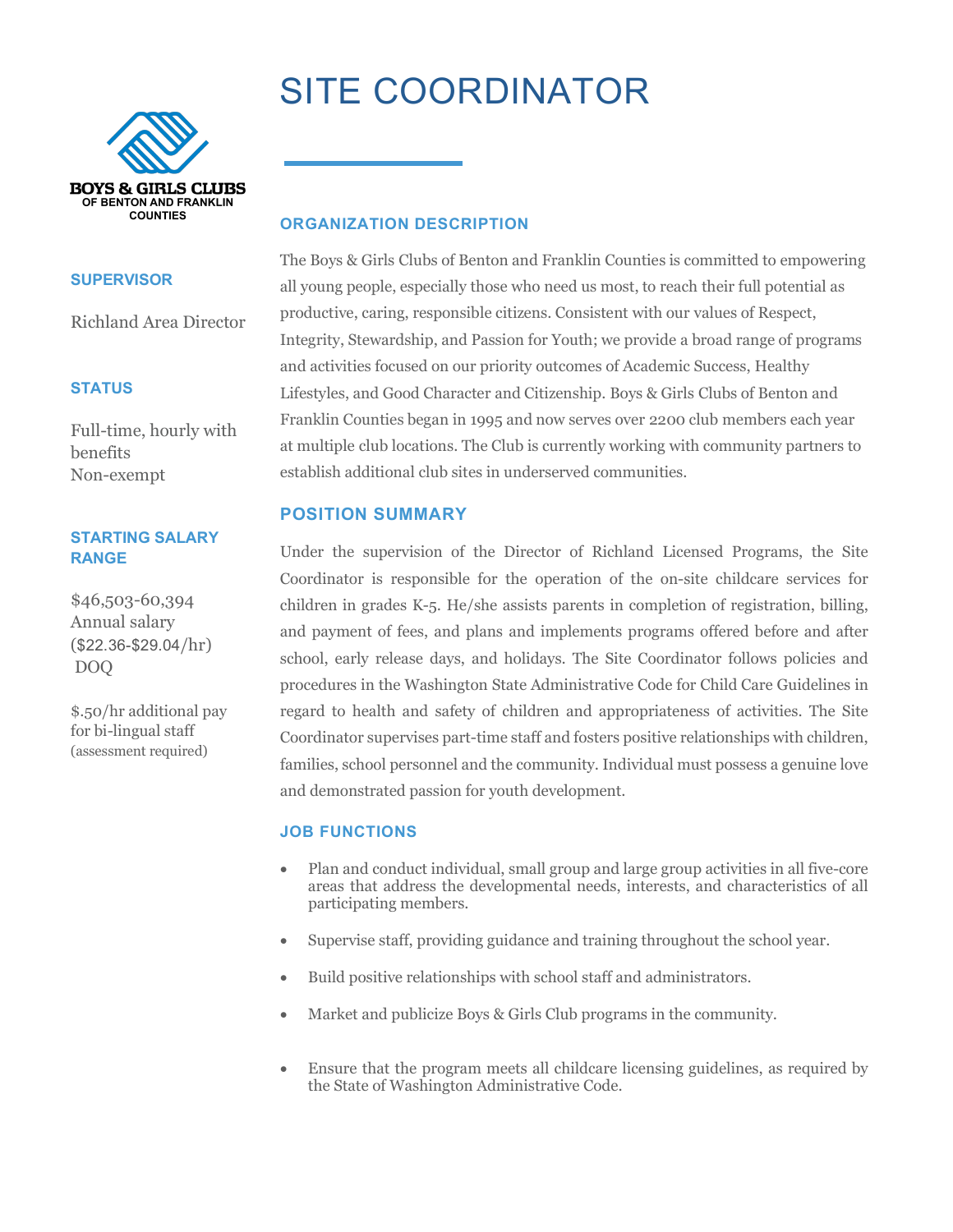# SITE COORDINATOR

BOYS & GIRLS CLUBS
OF BENTON AND FRANKLIN COUNTIES

### SUPERVISOR

Richland Area Director

### STATUS

Full-time, hourly with benefits
Non-exempt

### STARTING SALARY RANGE

$46,503-60,394
Annual salary
($22.36-$29.04/hr)
DOQ

$.50/hr additional pay for bi-lingual staff
(assessment required)

## ORGANIZATION DESCRIPTION

The Boys & Girls Clubs of Benton and Franklin Counties is committed to empowering all young people, especially those who need us most, to reach their full potential as productive, caring, responsible citizens. Consistent with our values of Respect, Integrity, Stewardship, and Passion for Youth; we provide a broad range of programs and activities focused on our priority outcomes of Academic Success, Healthy Lifestyles, and Good Character and Citizenship. Boys & Girls Clubs of Benton and Franklin Counties began in 1995 and now serves over 2200 club members each year at multiple club locations. The Club is currently working with community partners to establish additional club sites in underserved communities.

## POSITION SUMMARY

Under the supervision of the Director of Richland Licensed Programs, the Site Coordinator is responsible for the operation of the on-site childcare services for children in grades K-5. He/she assists parents in completion of registration, billing, and payment of fees, and plans and implements programs offered before and after school, early release days, and holidays. The Site Coordinator follows policies and procedures in the Washington State Administrative Code for Child Care Guidelines in regard to health and safety of children and appropriateness of activities. The Site Coordinator supervises part-time staff and fosters positive relationships with children, families, school personnel and the community. Individual must possess a genuine love and demonstrated passion for youth development.

## JOB FUNCTIONS

- Plan and conduct individual, small group and large group activities in all five-core areas that address the developmental needs, interests, and characteristics of all participating members.
- Supervise staff, providing guidance and training throughout the school year.
- Build positive relationships with school staff and administrators.
- Market and publicize Boys & Girls Club programs in the community.
- Ensure that the program meets all childcare licensing guidelines, as required by the State of Washington Administrative Code.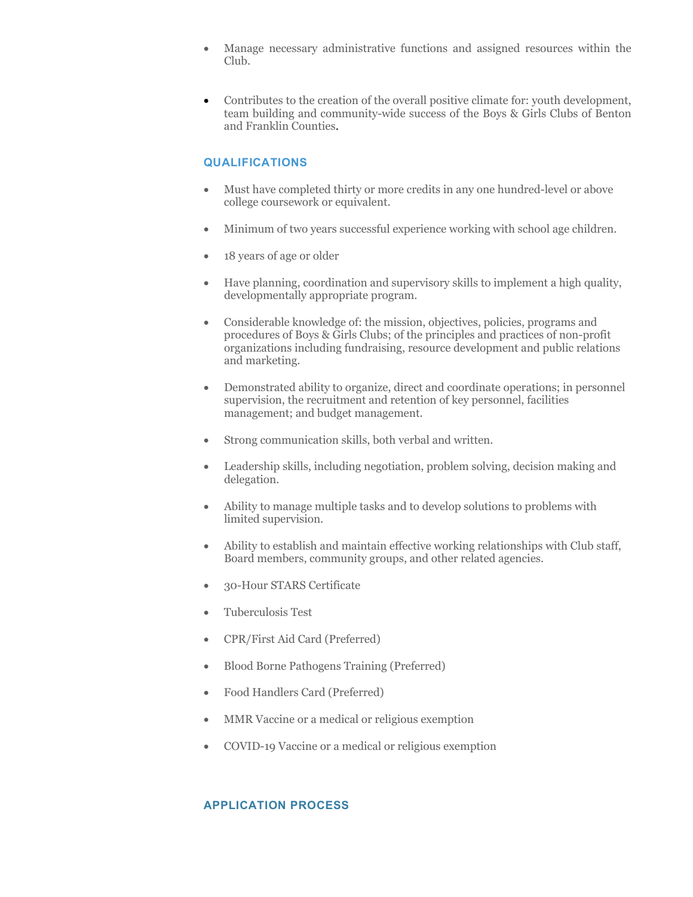- Manage necessary administrative functions and assigned resources within the Club.

- Contributes to the creation of the overall positive climate for: youth development, team building and community-wide success of the Boys & Girls Clubs of Benton and Franklin Counties.

## QUALIFICATIONS

- Must have completed thirty or more credits in any one hundred-level or above college coursework or equivalent.
- Minimum of two years successful experience working with school age children.
- 18 years of age or older
- Have planning, coordination and supervisory skills to implement a high quality, developmentally appropriate program.
- Considerable knowledge of: the mission, objectives, policies, programs and procedures of Boys & Girls Clubs; of the principles and practices of non-profit organizations including fundraising, resource development and public relations and marketing.
- Demonstrated ability to organize, direct and coordinate operations; in personnel supervision, the recruitment and retention of key personnel, facilities management; and budget management.
- Strong communication skills, both verbal and written.
- Leadership skills, including negotiation, problem solving, decision making and delegation.
- Ability to manage multiple tasks and to develop solutions to problems with limited supervision.
- Ability to establish and maintain effective working relationships with Club staff, Board members, community groups, and other related agencies.
- 30-Hour STARS Certificate
- Tuberculosis Test
- CPR/First Aid Card (Preferred)
- Blood Borne Pathogens Training (Preferred)
- Food Handlers Card (Preferred)
- MMR Vaccine or a medical or religious exemption
- COVID-19 Vaccine or a medical or religious exemption

## APPLICATION PROCESS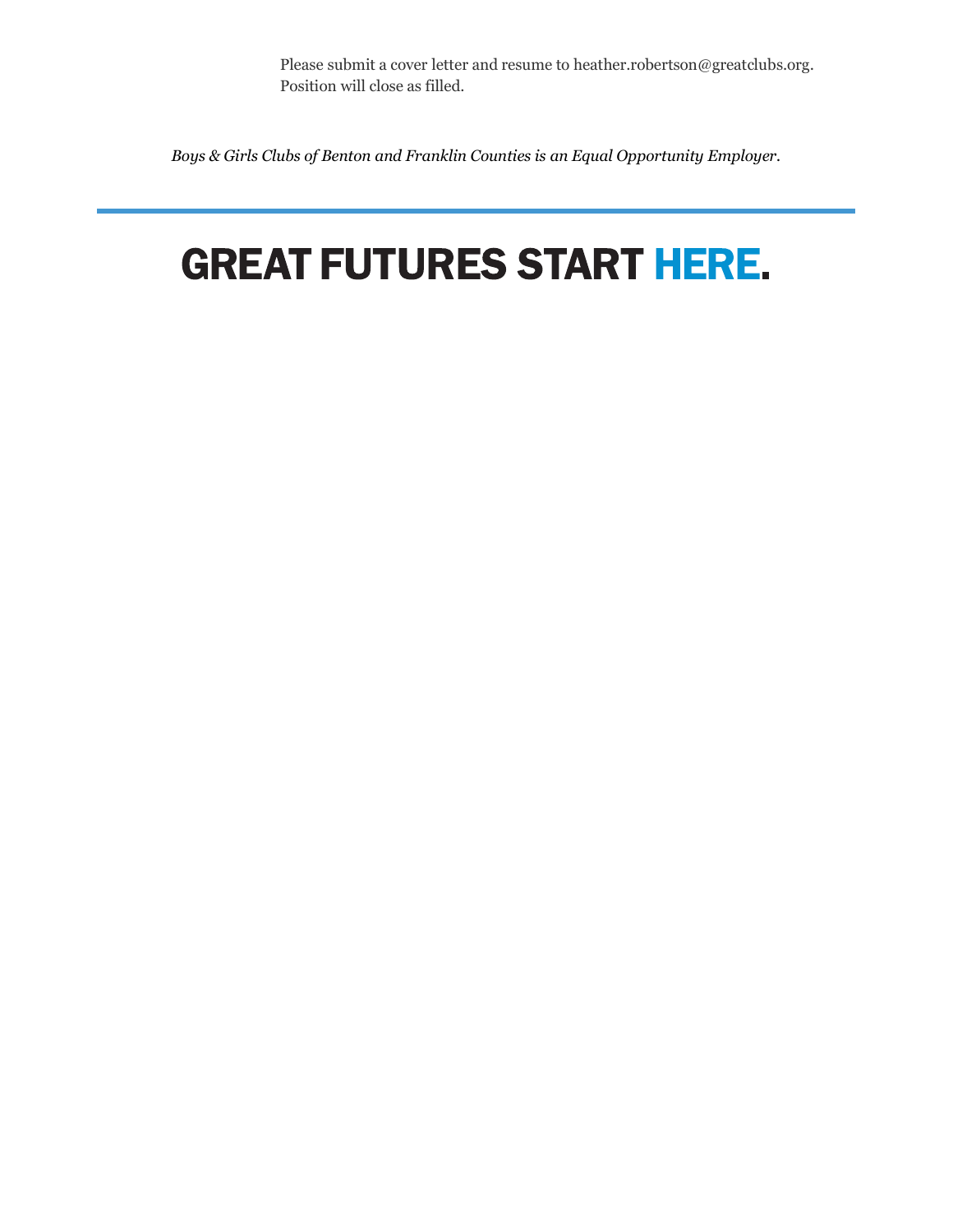Please submit a cover letter and resume to heather.robertson@greatclubs.org. Position will close as filled.

*Boys & Girls Clubs of Benton and Franklin Counties is an Equal Opportunity Employer.*

---

# GREAT FUTURES START HERE.